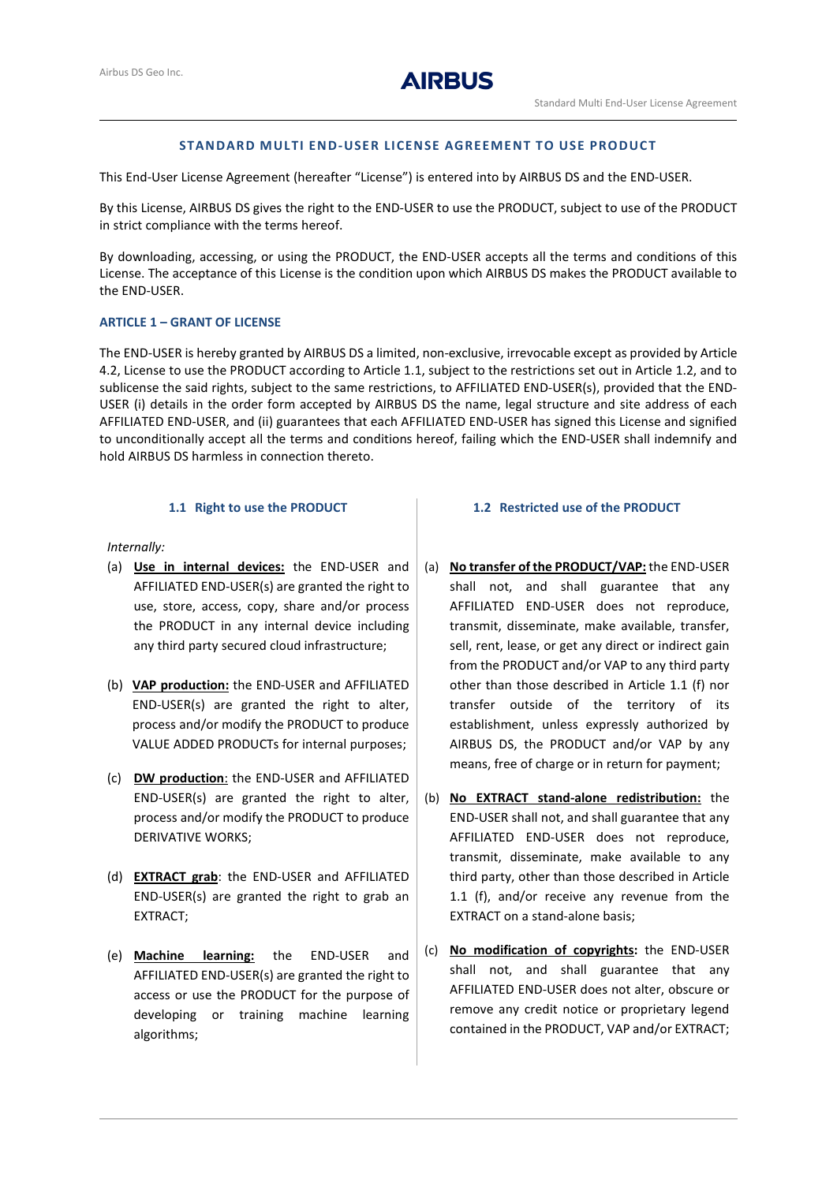## STANDARD MULTI END-USER LICENSE AGREEMENT TO USE PRODUCT

This End-User License Agreement (hereafter "License") is entered into by AIRBUS DS and the END-USER.

By this License, AIRBUS DS gives the right to the END-USER to use the PRODUCT, subject to use of the PRODUCT in strict compliance with the terms hereof.

By downloading, accessing, or using the PRODUCT, the END-USER accepts all the terms and conditions of this License. The acceptance of this License is the condition upon which AIRBUS DS makes the PRODUCT available to the END-USER.

### ARTICLE 1 – GRANT OF LICENSE

The END-USER is hereby granted by AIRBUS DS a limited, non-exclusive, irrevocable except as provided by Article 4.2, License to use the PRODUCT according to Article 1.1, subject to the restrictions set out in Article 1.2, and to sublicense the said rights, subject to the same restrictions, to AFFILIATED END-USER(s), provided that the END-USER (i) details in the order form accepted by AIRBUS DS the name, legal structure and site address of each AFFILIATED END-USER, and (ii) guarantees that each AFFILIATED END-USER has signed this License and signified to unconditionally accept all the terms and conditions hereof, failing which the END-USER shall indemnify and hold AIRBUS DS harmless in connection thereto.

#### 1.1 Right to use the PRODUCT

*Internally:*

(a) **Use in internal devices:** the END-USER and AFFILIATED END-USER(s) are granted the right to use, store, access, copy, share and/or process the PRODUCT in any internal device including any third party secured cloud infrastructure;

(b) **VAP production:** the END-USER and AFFILIATED END-USER(s) are granted the right to alter, process and/or modify the PRODUCT to produce VALUE ADDED PRODUCTs for internal purposes;

(c) **DW production**: the END-USER and AFFILIATED END-USER(s) are granted the right to alter, process and/or modify the PRODUCT to produce DERIVATIVE WORKS;

(d) **EXTRACT grab**: the END-USER and AFFILIATED END-USER(s) are granted the right to grab an EXTRACT;

(e) **Machine learning:** the END-USER and AFFILIATED END-USER(s) are granted the right to access or use the PRODUCT for the purpose of developing or training machine learning algorithms;

#### 1.2 Restricted use of the PRODUCT

(a) **No transfer of the PRODUCT/VAP:** the END-USER shall not, and shall guarantee that any AFFILIATED END-USER does not reproduce, transmit, disseminate, make available, transfer, sell, rent, lease, or get any direct or indirect gain from the PRODUCT and/or VAP to any third party other than those described in Article 1.1 (f) nor transfer outside of the territory of its establishment, unless expressly authorized by AIRBUS DS, the PRODUCT and/or VAP by any means, free of charge or in return for payment;

(b) **No EXTRACT stand-alone redistribution:** the END-USER shall not, and shall guarantee that any AFFILIATED END-USER does not reproduce, transmit, disseminate, make available to any third party, other than those described in Article 1.1 (f), and/or receive any revenue from the EXTRACT on a stand-alone basis;

(c) **No modification of copyrights:** the END-USER shall not, and shall guarantee that any AFFILIATED END-USER does not alter, obscure or remove any credit notice or proprietary legend contained in the PRODUCT, VAP and/or EXTRACT;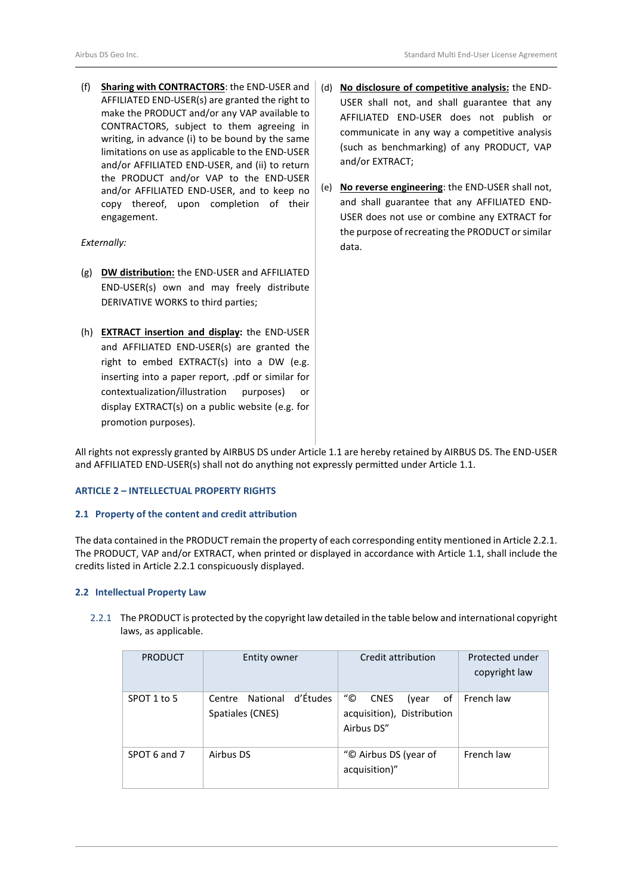(f) **Sharing with CONTRACTORS**: the END-USER and AFFILIATED END-USER(s) are granted the right to make the PRODUCT and/or any VAP available to CONTRACTORS, subject to them agreeing in writing, in advance (i) to be bound by the same limitations on use as applicable to the END-USER and/or AFFILIATED END-USER, and (ii) to return the PRODUCT and/or VAP to the END-USER and/or AFFILIATED END-USER, and to keep no copy thereof, upon completion of their engagement.

*Externally:*

(g) **DW distribution:** the END-USER and AFFILIATED END-USER(s) own and may freely distribute DERIVATIVE WORKS to third parties;

(h) **EXTRACT insertion and display**: the END-USER and AFFILIATED END-USER(s) are granted the right to embed EXTRACT(s) into a DW (e.g. inserting into a paper report, .pdf or similar for contextualization/illustration purposes) or display EXTRACT(s) on a public website (e.g. for promotion purposes).

(d) **No disclosure of competitive analysis:** the END-USER shall not, and shall guarantee that any AFFILIATED END-USER does not publish or communicate in any way a competitive analysis (such as benchmarking) of any PRODUCT, VAP and/or EXTRACT;

(e) **No reverse engineering**: the END-USER shall not, and shall guarantee that any AFFILIATED END-USER does not use or combine any EXTRACT for the purpose of recreating the PRODUCT or similar data.

All rights not expressly granted by AIRBUS DS under Article 1.1 are hereby retained by AIRBUS DS. The END-USER and AFFILIATED END-USER(s) shall not do anything not expressly permitted under Article 1.1.

## ARTICLE 2 – INTELLECTUAL PROPERTY RIGHTS

### 2.1 Property of the content and credit attribution

The data contained in the PRODUCT remain the property of each corresponding entity mentioned in Article 2.2.1. The PRODUCT, VAP and/or EXTRACT, when printed or displayed in accordance with Article 1.1, shall include the credits listed in Article 2.2.1 conspicuously displayed.

### 2.2 Intellectual Property Law

2.2.1 The PRODUCT is protected by the copyright law detailed in the table below and international copyright laws, as applicable.

| PRODUCT | Entity owner | Credit attribution | Protected under copyright law |
|---|---|---|---|
| SPOT 1 to 5 | Centre National d'Études Spatiales (CNES) | "© CNES (year of acquisition), Distribution Airbus DS" | French law |
| SPOT 6 and 7 | Airbus DS | "© Airbus DS (year of acquisition)" | French law |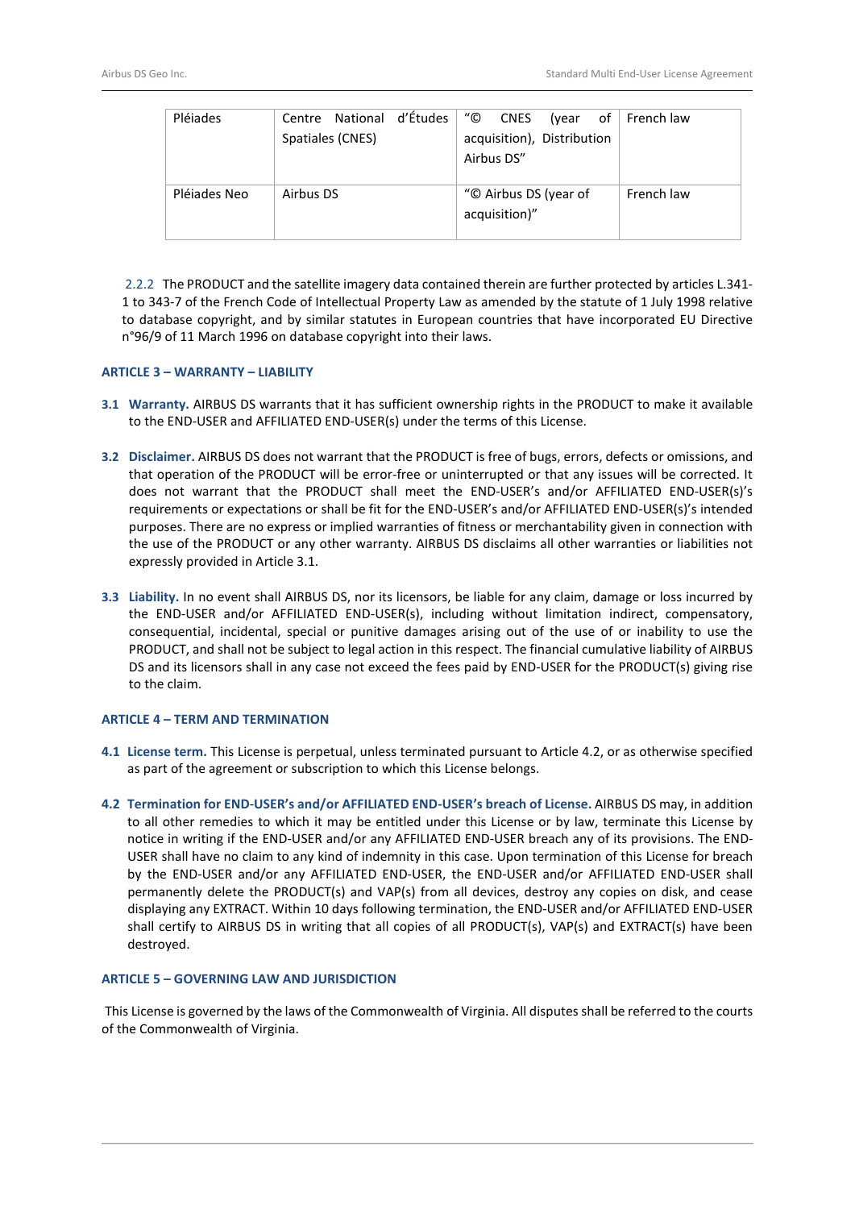| Pléiades | Centre National d'Études Spatiales (CNES) | "© CNES (year of acquisition), Distribution Airbus DS" | French law |
|---|---|---|---|
| Pléiades Neo | Airbus DS | "© Airbus DS (year of acquisition)" | French law |

2.2.2 The PRODUCT and the satellite imagery data contained therein are further protected by articles L.341-1 to 343-7 of the French Code of Intellectual Property Law as amended by the statute of 1 July 1998 relative to database copyright, and by similar statutes in European countries that have incorporated EU Directive n°96/9 of 11 March 1996 on database copyright into their laws.

### ARTICLE 3 – WARRANTY – LIABILITY

**3.1 Warranty.** AIRBUS DS warrants that it has sufficient ownership rights in the PRODUCT to make it available to the END-USER and AFFILIATED END-USER(s) under the terms of this License.

**3.2 Disclaimer.** AIRBUS DS does not warrant that the PRODUCT is free of bugs, errors, defects or omissions, and that operation of the PRODUCT will be error-free or uninterrupted or that any issues will be corrected. It does not warrant that the PRODUCT shall meet the END-USER's and/or AFFILIATED END-USER(s)'s requirements or expectations or shall be fit for the END-USER's and/or AFFILIATED END-USER(s)'s intended purposes. There are no express or implied warranties of fitness or merchantability given in connection with the use of the PRODUCT or any other warranty. AIRBUS DS disclaims all other warranties or liabilities not expressly provided in Article 3.1.

**3.3 Liability.** In no event shall AIRBUS DS, nor its licensors, be liable for any claim, damage or loss incurred by the END-USER and/or AFFILIATED END-USER(s), including without limitation indirect, compensatory, consequential, incidental, special or punitive damages arising out of the use of or inability to use the PRODUCT, and shall not be subject to legal action in this respect. The financial cumulative liability of AIRBUS DS and its licensors shall in any case not exceed the fees paid by END-USER for the PRODUCT(s) giving rise to the claim.

### ARTICLE 4 – TERM AND TERMINATION

**4.1 License term.** This License is perpetual, unless terminated pursuant to Article 4.2, or as otherwise specified as part of the agreement or subscription to which this License belongs.

**4.2 Termination for END-USER's and/or AFFILIATED END-USER's breach of License.** AIRBUS DS may, in addition to all other remedies to which it may be entitled under this License or by law, terminate this License by notice in writing if the END-USER and/or any AFFILIATED END-USER breach any of its provisions. The END-USER shall have no claim to any kind of indemnity in this case. Upon termination of this License for breach by the END-USER and/or any AFFILIATED END-USER, the END-USER and/or AFFILIATED END-USER shall permanently delete the PRODUCT(s) and VAP(s) from all devices, destroy any copies on disk, and cease displaying any EXTRACT. Within 10 days following termination, the END-USER and/or AFFILIATED END-USER shall certify to AIRBUS DS in writing that all copies of all PRODUCT(s), VAP(s) and EXTRACT(s) have been destroyed.

### ARTICLE 5 – GOVERNING LAW AND JURISDICTION

This License is governed by the laws of the Commonwealth of Virginia. All disputes shall be referred to the courts of the Commonwealth of Virginia.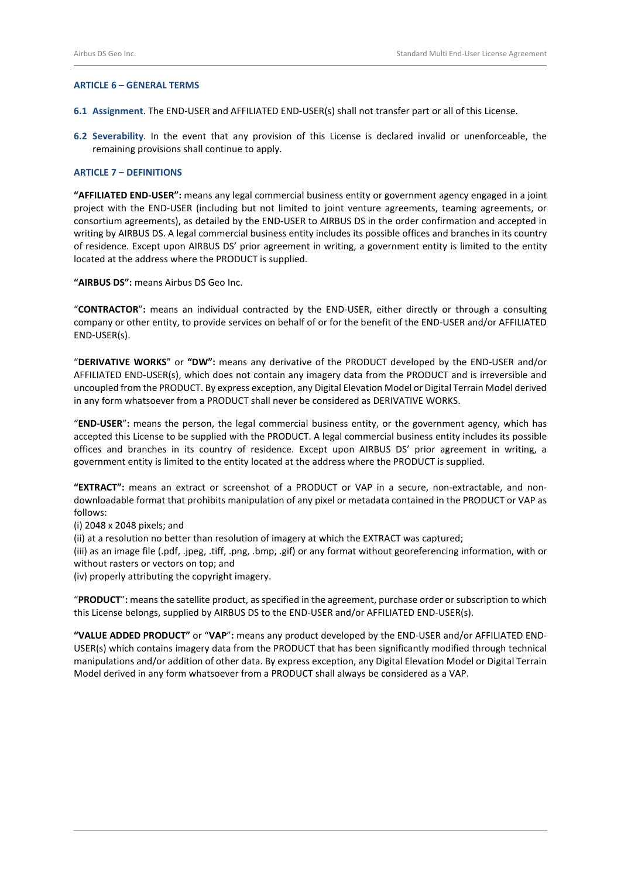## ARTICLE 6 – GENERAL TERMS

**6.1 Assignment**. The END-USER and AFFILIATED END-USER(s) shall not transfer part or all of this License.

**6.2 Severability**. In the event that any provision of this License is declared invalid or unenforceable, the remaining provisions shall continue to apply.

## ARTICLE 7 – DEFINITIONS

**"AFFILIATED END-USER":** means any legal commercial business entity or government agency engaged in a joint project with the END-USER (including but not limited to joint venture agreements, teaming agreements, or consortium agreements), as detailed by the END-USER to AIRBUS DS in the order confirmation and accepted in writing by AIRBUS DS. A legal commercial business entity includes its possible offices and branches in its country of residence. Except upon AIRBUS DS' prior agreement in writing, a government entity is limited to the entity located at the address where the PRODUCT is supplied.

**"AIRBUS DS":** means Airbus DS Geo Inc.

"**CONTRACTOR**"**:** means an individual contracted by the END-USER, either directly or through a consulting company or other entity, to provide services on behalf of or for the benefit of the END-USER and/or AFFILIATED END-USER(s).

"**DERIVATIVE WORKS**" or **"DW":** means any derivative of the PRODUCT developed by the END-USER and/or AFFILIATED END-USER(s), which does not contain any imagery data from the PRODUCT and is irreversible and uncoupled from the PRODUCT. By express exception, any Digital Elevation Model or Digital Terrain Model derived in any form whatsoever from a PRODUCT shall never be considered as DERIVATIVE WORKS.

"**END-USER**"**:** means the person, the legal commercial business entity, or the government agency, which has accepted this License to be supplied with the PRODUCT. A legal commercial business entity includes its possible offices and branches in its country of residence. Except upon AIRBUS DS' prior agreement in writing, a government entity is limited to the entity located at the address where the PRODUCT is supplied.

**"EXTRACT":** means an extract or screenshot of a PRODUCT or VAP in a secure, non-extractable, and non-downloadable format that prohibits manipulation of any pixel or metadata contained in the PRODUCT or VAP as follows:
(i) 2048 x 2048 pixels; and
(ii) at a resolution no better than resolution of imagery at which the EXTRACT was captured;
(iii) as an image file (.pdf, .jpeg, .tiff, .png, .bmp, .gif) or any format without georeferencing information, with or without rasters or vectors on top; and
(iv) properly attributing the copyright imagery.

"**PRODUCT**"**:** means the satellite product, as specified in the agreement, purchase order or subscription to which this License belongs, supplied by AIRBUS DS to the END-USER and/or AFFILIATED END-USER(s).

**"VALUE ADDED PRODUCT"** or "**VAP**"**:** means any product developed by the END-USER and/or AFFILIATED END-USER(s) which contains imagery data from the PRODUCT that has been significantly modified through technical manipulations and/or addition of other data. By express exception, any Digital Elevation Model or Digital Terrain Model derived in any form whatsoever from a PRODUCT shall always be considered as a VAP.